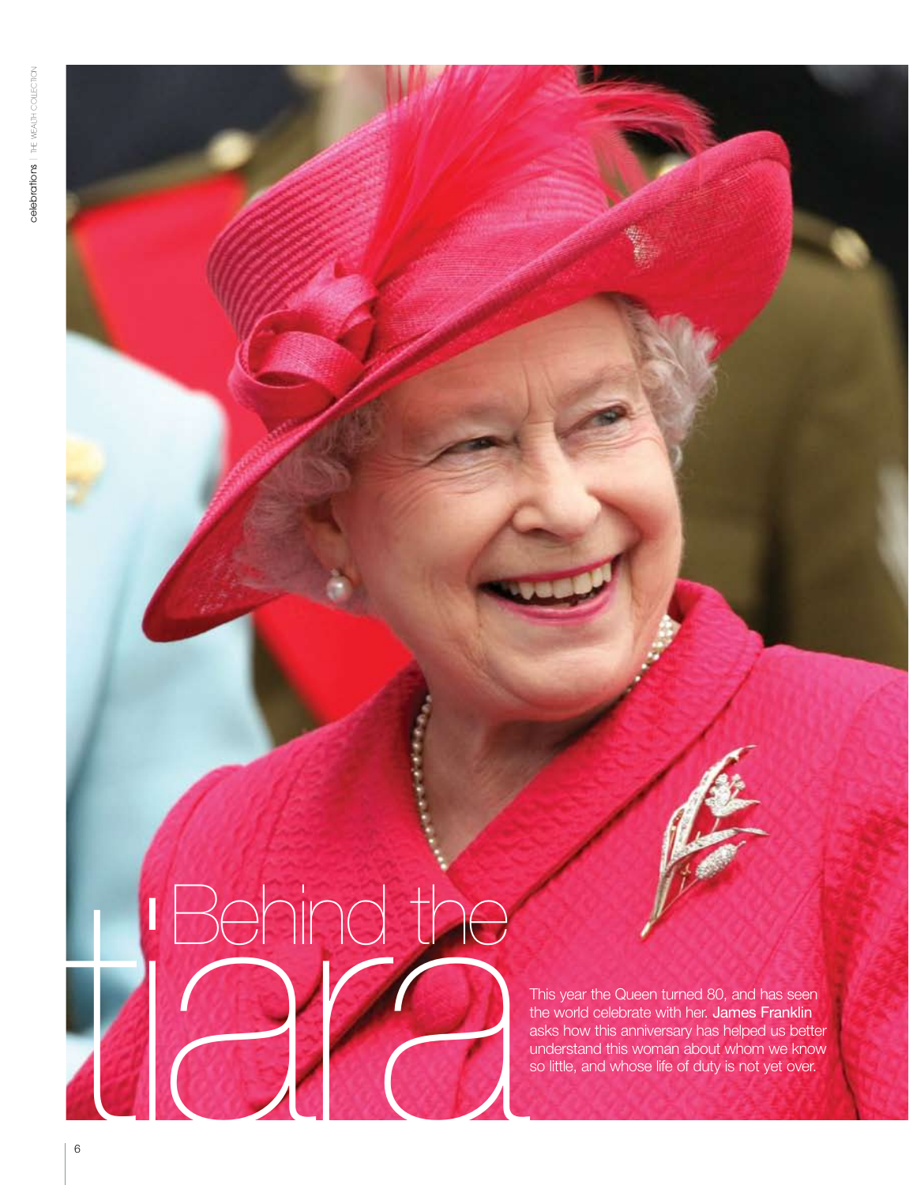# Behind the tiara

This year the Queen turned 80, and has seen the world celebrate with her. **James Franklin** asks how this anniversary has helped us better understand this woman about whom we know so little, and whose life of duty is not yet over.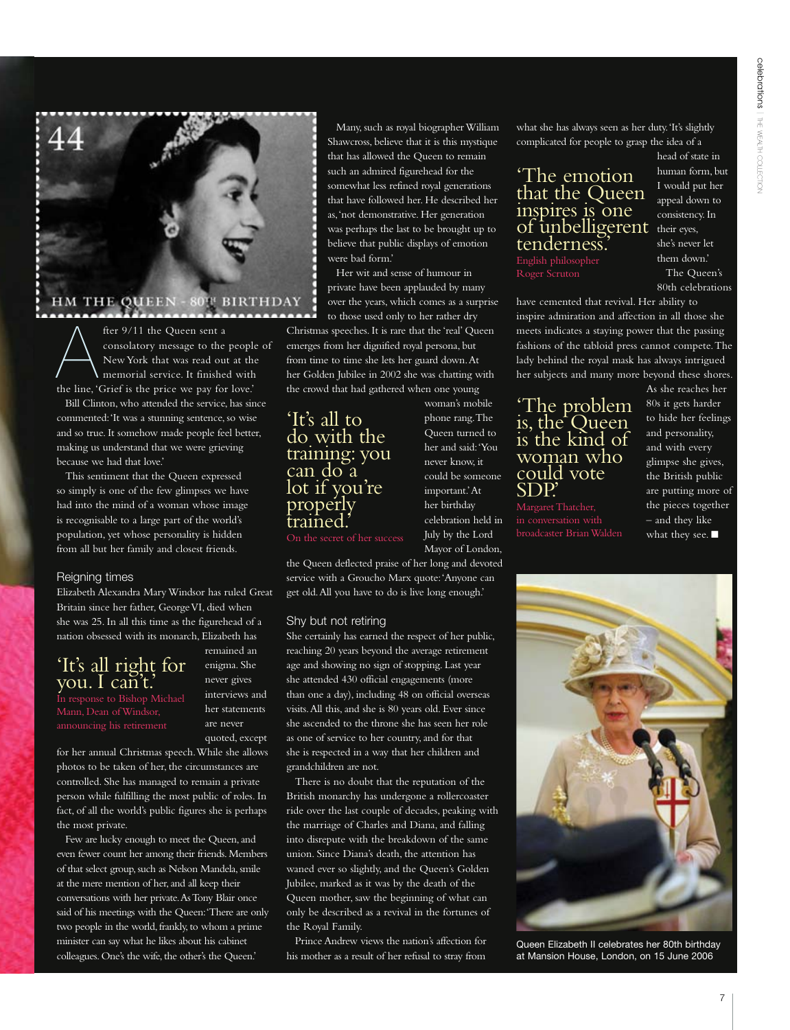44

HM THE QUEEN - 80TH BIRTHDAY

After 9/11 the Queen sent a consolatory message to the people of New York that was read out at the memorial service. It finished with the line, 'Grief is the price we pay for love.'

Bill Clinton, who attended the service, has since commented: 'It was a stunning sentence, so wise and so true. It somehow made people feel better, making us understand that we were grieving because we had that love.'

This sentiment that the Queen expressed so simply is one of the few glimpses we have had into the mind of a woman whose image is recognisable to a large part of the world's population, yet whose personality is hidden from all but her family and closest friends.

## Reigning times

Elizabeth Alexandra Mary Windsor has ruled Great Britain since her father, George VI, died when she was 25. In all this time as the figurehead of a nation obsessed with its monarch, Elizabeth has remained an enigma. She never gives interviews and her statements are never quoted, except for her annual Christmas speech. While she allows photos to be taken of her, the circumstances are controlled. She has managed to remain a private person while fulfilling the most public of roles. In fact, of all the world's public figures she is perhaps the most private.

> 'It's all right for you. I can't.'
> In response to Bishop Michael Mann, Dean of Windsor, announcing his retirement

Few are lucky enough to meet the Queen, and even fewer count her among their friends. Members of that select group, such as Nelson Mandela, smile at the mere mention of her, and all keep their conversations with her private. As Tony Blair once said of his meetings with the Queen: 'There are only two people in the world, frankly, to whom a prime minister can say what he likes about his cabinet colleagues. One's the wife, the other's the Queen.'

Many, such as royal biographer William Shawcross, believe that it is this mystique that has allowed the Queen to remain such an admired figurehead for the somewhat less refined royal generations that have followed her. He described her as, 'not demonstrative. Her generation was perhaps the last to be brought up to believe that public displays of emotion were bad form.'

Her wit and sense of humour in private have been applauded by many over the years, which comes as a surprise to those used only to her rather dry Christmas speeches. It is rare that the 'real' Queen emerges from her dignified royal persona, but from time to time she lets her guard down. At her Golden Jubilee in 2002 she was chatting with the crowd that had gathered when one young woman's mobile phone rang. The Queen turned to her and said: 'You never know, it could be someone important.' At her birthday celebration held in July by the Lord Mayor of London, the Queen deflected praise of her long and devoted service with a Groucho Marx quote: 'Anyone can get old. All you have to do is live long enough.'

> 'It's all to do with the training: you can do a lot if you're properly trained.'
> On the secret of her success

## Shy but not retiring

She certainly has earned the respect of her public, reaching 20 years beyond the average retirement age and showing no sign of stopping. Last year she attended 430 official engagements (more than one a day), including 48 on official overseas visits. All this, and she is 80 years old. Ever since she ascended to the throne she has seen her role as one of service to her country, and for that she is respected in a way that her children and grandchildren are not.

There is no doubt that the reputation of the British monarchy has undergone a rollercoaster ride over the last couple of decades, peaking with the marriage of Charles and Diana, and falling into disrepute with the breakdown of the same union. Since Diana's death, the attention has waned ever so slightly, and the Queen's Golden Jubilee, marked as it was by the death of the Queen mother, saw the beginning of what can only be described as a revival in the fortunes of the Royal Family.

Prince Andrew views the nation's affection for his mother as a result of her refusal to stray from what she has always seen as her duty. 'It's slightly complicated for people to grasp the idea of a head of state in human form, but I would put her appeal down to consistency. In their eyes, she's never let them down.'

> 'The emotion that the Queen inspires is one of unbelligerent tenderness.'
> English philosopher Roger Scruton

The Queen's 80th celebrations have cemented that revival. Her ability to inspire admiration and affection in all those she meets indicates a staying power that the passing fashions of the tabloid press cannot compete. The lady behind the royal mask has always intrigued her subjects and many more beyond these shores. As she reaches her 80s it gets harder to hide her feelings and personality, and with every glimpse she gives, the British public are putting more of the pieces together – and they like what they see. ■

> 'The problem is, the Queen is the kind of woman who could vote SDP.'
> Margaret Thatcher, in conversation with broadcaster Brian Walden

Queen Elizabeth II celebrates her 80th birthday at Mansion House, London, on 15 June 2006